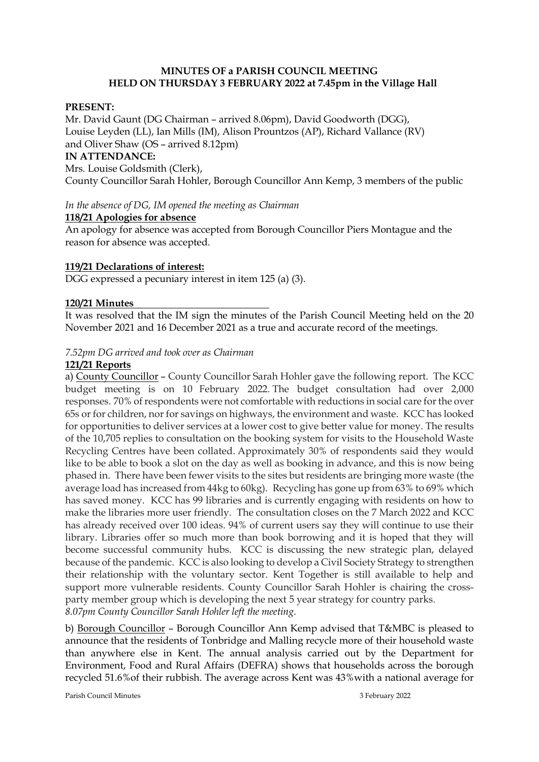**MINUTES OF a PARISH COUNCIL MEETING**
**HELD ON THURSDAY 3 FEBRUARY 2022 at 7.45pm in the Village Hall**

**PRESENT:**
Mr. David Gaunt (DG Chairman – arrived 8.06pm), David Goodworth (DGG), Louise Leyden (LL), Ian Mills (IM), Alison Prountzos (AP), Richard Vallance (RV) and Oliver Shaw (OS – arrived 8.12pm)

**IN ATTENDANCE:**
Mrs. Louise Goldsmith (Clerk),
County Councillor Sarah Hohler, Borough Councillor Ann Kemp, 3 members of the public

*In the absence of DG, IM opened the meeting as Chairman*

**118/21 Apologies for absence**

An apology for absence was accepted from Borough Councillor Piers Montague and the reason for absence was accepted.

**119/21 Declarations of interest:**

DGG expressed a pecuniary interest in item 125 (a) (3).

**120/21 Minutes**

It was resolved that the IM sign the minutes of the Parish Council Meeting held on the 20 November 2021 and 16 December 2021 as a true and accurate record of the meetings.

*7.52pm DG arrived and took over as Chairman*

**121/21 Reports**

a) County Councillor – County Councillor Sarah Hohler gave the following report. The KCC budget meeting is on 10 February 2022. The budget consultation had over 2,000 responses. 70% of respondents were not comfortable with reductions in social care for the over 65s or for children, nor for savings on highways, the environment and waste. KCC has looked for opportunities to deliver services at a lower cost to give better value for money. The results of the 10,705 replies to consultation on the booking system for visits to the Household Waste Recycling Centres have been collated. Approximately 30% of respondents said they would like to be able to book a slot on the day as well as booking in advance, and this is now being phased in. There have been fewer visits to the sites but residents are bringing more waste (the average load has increased from 44kg to 60kg). Recycling has gone up from 63% to 69% which has saved money. KCC has 99 libraries and is currently engaging with residents on how to make the libraries more user friendly. The consultation closes on the 7 March 2022 and KCC has already received over 100 ideas. 94% of current users say they will continue to use their library. Libraries offer so much more than book borrowing and it is hoped that they will become successful community hubs. KCC is discussing the new strategic plan, delayed because of the pandemic. KCC is also looking to develop a Civil Society Strategy to strengthen their relationship with the voluntary sector. Kent Together is still available to help and support more vulnerable residents. County Councillor Sarah Hohler is chairing the cross-party member group which is developing the next 5 year strategy for country parks.

*8.07pm County Councillor Sarah Hohler left the meeting.*

b) Borough Councillor – Borough Councillor Ann Kemp advised that T&MBC is pleased to announce that the residents of Tonbridge and Malling recycle more of their household waste than anywhere else in Kent. The annual analysis carried out by the Department for Environment, Food and Rural Affairs (DEFRA) shows that households across the borough recycled 51.6%of their rubbish. The average across Kent was 43%with a national average for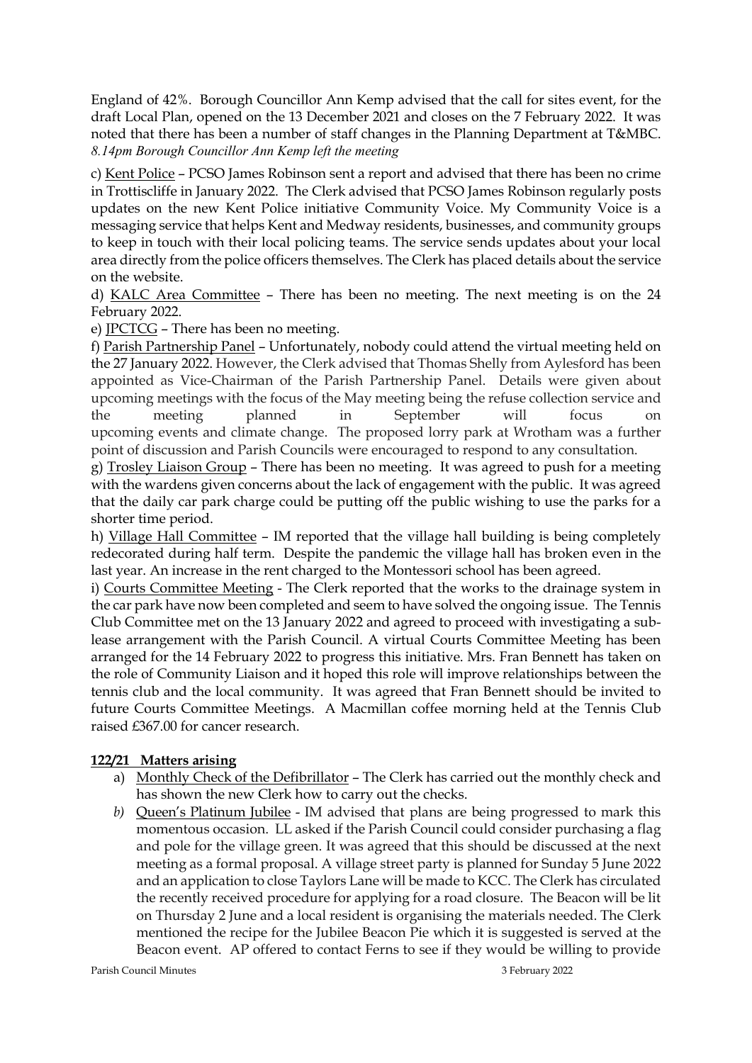England of 42%. Borough Councillor Ann Kemp advised that the call for sites event, for the draft Local Plan, opened on the 13 December 2021 and closes on the 7 February 2022. It was noted that there has been a number of staff changes in the Planning Department at T&MBC.
*8.14pm Borough Councillor Ann Kemp left the meeting*

c) Kent Police – PCSO James Robinson sent a report and advised that there has been no crime in Trottiscliffe in January 2022. The Clerk advised that PCSO James Robinson regularly posts updates on the new Kent Police initiative Community Voice. My Community Voice is a messaging service that helps Kent and Medway residents, businesses, and community groups to keep in touch with their local policing teams. The service sends updates about your local area directly from the police officers themselves. The Clerk has placed details about the service on the website.

d) KALC Area Committee – There has been no meeting. The next meeting is on the 24 February 2022.

e) JPCTCG – There has been no meeting.

f) Parish Partnership Panel – Unfortunately, nobody could attend the virtual meeting held on the 27 January 2022. However, the Clerk advised that Thomas Shelly from Aylesford has been appointed as Vice-Chairman of the Parish Partnership Panel. Details were given about upcoming meetings with the focus of the May meeting being the refuse collection service and the meeting planned in September will focus on upcoming events and climate change. The proposed lorry park at Wrotham was a further point of discussion and Parish Councils were encouraged to respond to any consultation.

g) Trosley Liaison Group – There has been no meeting. It was agreed to push for a meeting with the wardens given concerns about the lack of engagement with the public. It was agreed that the daily car park charge could be putting off the public wishing to use the parks for a shorter time period.

h) Village Hall Committee – IM reported that the village hall building is being completely redecorated during half term. Despite the pandemic the village hall has broken even in the last year. An increase in the rent charged to the Montessori school has been agreed.

i) Courts Committee Meeting - The Clerk reported that the works to the drainage system in the car park have now been completed and seem to have solved the ongoing issue. The Tennis Club Committee met on the 13 January 2022 and agreed to proceed with investigating a sub-lease arrangement with the Parish Council. A virtual Courts Committee Meeting has been arranged for the 14 February 2022 to progress this initiative. Mrs. Fran Bennett has taken on the role of Community Liaison and it hoped this role will improve relationships between the tennis club and the local community. It was agreed that Fran Bennett should be invited to future Courts Committee Meetings. A Macmillan coffee morning held at the Tennis Club raised £367.00 for cancer research.

**122/21 Matters arising**

a) Monthly Check of the Defibrillator – The Clerk has carried out the monthly check and has shown the new Clerk how to carry out the checks.

*b)* Queen's Platinum Jubilee - IM advised that plans are being progressed to mark this momentous occasion. LL asked if the Parish Council could consider purchasing a flag and pole for the village green. It was agreed that this should be discussed at the next meeting as a formal proposal. A village street party is planned for Sunday 5 June 2022 and an application to close Taylors Lane will be made to KCC. The Clerk has circulated the recently received procedure for applying for a road closure. The Beacon will be lit on Thursday 2 June and a local resident is organising the materials needed. The Clerk mentioned the recipe for the Jubilee Beacon Pie which it is suggested is served at the Beacon event. AP offered to contact Ferns to see if they would be willing to provide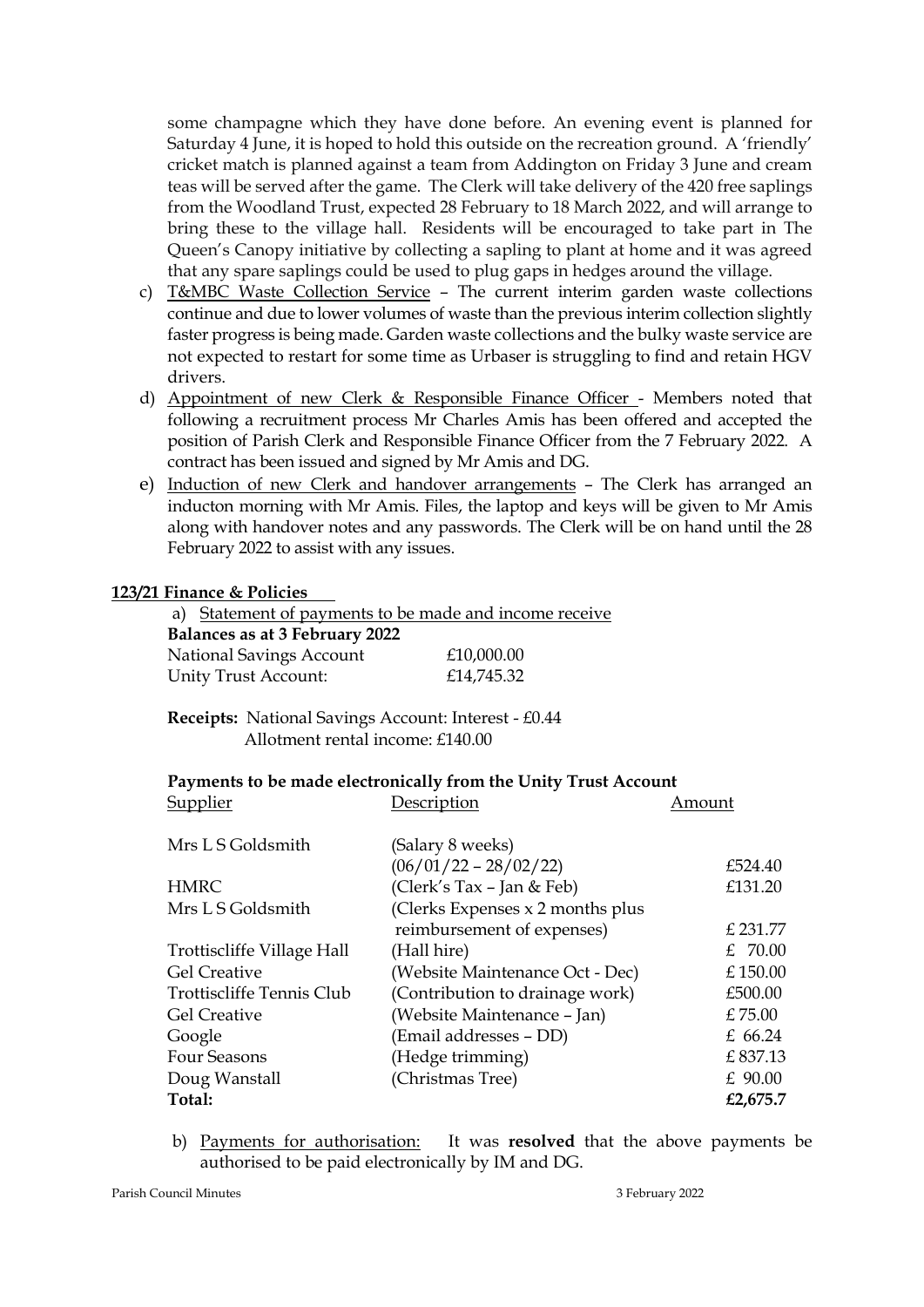some champagne which they have done before. An evening event is planned for Saturday 4 June, it is hoped to hold this outside on the recreation ground. A 'friendly' cricket match is planned against a team from Addington on Friday 3 June and cream teas will be served after the game. The Clerk will take delivery of the 420 free saplings from the Woodland Trust, expected 28 February to 18 March 2022, and will arrange to bring these to the village hall. Residents will be encouraged to take part in The Queen's Canopy initiative by collecting a sapling to plant at home and it was agreed that any spare saplings could be used to plug gaps in hedges around the village.

c) T&MBC Waste Collection Service – The current interim garden waste collections continue and due to lower volumes of waste than the previous interim collection slightly faster progress is being made. Garden waste collections and the bulky waste service are not expected to restart for some time as Urbaser is struggling to find and retain HGV drivers.

d) Appointment of new Clerk & Responsible Finance Officer - Members noted that following a recruitment process Mr Charles Amis has been offered and accepted the position of Parish Clerk and Responsible Finance Officer from the 7 February 2022. A contract has been issued and signed by Mr Amis and DG.

e) Induction of new Clerk and handover arrangements – The Clerk has arranged an inducton morning with Mr Amis. Files, the laptop and keys will be given to Mr Amis along with handover notes and any passwords. The Clerk will be on hand until the 28 February 2022 to assist with any issues.

**123/21 Finance & Policies**

a) Statement of payments to be made and income receive

**Balances as at 3 February 2022**

| | |
|---|---|
| National Savings Account | £10,000.00 |
| Unity Trust Account: | £14,745.32 |

**Receipts:** National Savings Account: Interest - £0.44
Allotment rental income: £140.00

**Payments to be made electronically from the Unity Trust Account**

| Supplier | Description | Amount |
|---|---|---|
| Mrs L S Goldsmith | (Salary 8 weeks) (06/01/22 – 28/02/22) | £524.40 |
| HMRC | (Clerk's Tax – Jan & Feb) | £131.20 |
| Mrs L S Goldsmith | (Clerks Expenses x 2 months plus reimbursement of expenses) | £ 231.77 |
| Trottiscliffe Village Hall | (Hall hire) | £ 70.00 |
| Gel Creative | (Website Maintenance Oct - Dec) | £ 150.00 |
| Trottiscliffe Tennis Club | (Contribution to drainage work) | £500.00 |
| Gel Creative | (Website Maintenance – Jan) | £ 75.00 |
| Google | (Email addresses – DD) | £ 66.24 |
| Four Seasons | (Hedge trimming) | £ 837.13 |
| Doug Wanstall | (Christmas Tree) | £ 90.00 |
| **Total:** | | **£2,675.7** |

b) Payments for authorisation: It was **resolved** that the above payments be authorised to be paid electronically by IM and DG.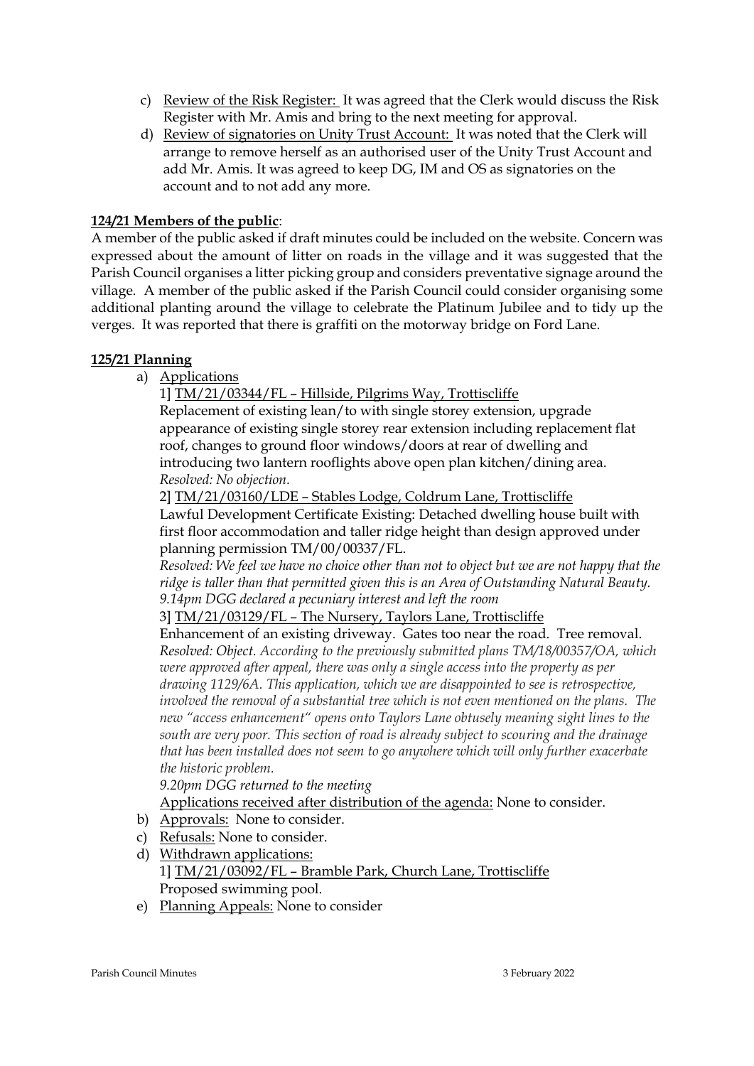c) Review of the Risk Register: It was agreed that the Clerk would discuss the Risk Register with Mr. Amis and bring to the next meeting for approval.

d) Review of signatories on Unity Trust Account: It was noted that the Clerk will arrange to remove herself as an authorised user of the Unity Trust Account and add Mr. Amis. It was agreed to keep DG, IM and OS as signatories on the account and to not add any more.

**124/21 Members of the public**:

A member of the public asked if draft minutes could be included on the website. Concern was expressed about the amount of litter on roads in the village and it was suggested that the Parish Council organises a litter picking group and considers preventative signage around the village. A member of the public asked if the Parish Council could consider organising some additional planting around the village to celebrate the Platinum Jubilee and to tidy up the verges. It was reported that there is graffiti on the motorway bridge on Ford Lane.

**125/21 Planning**

a) Applications

1] TM/21/03344/FL – Hillside, Pilgrims Way, Trottiscliffe
Replacement of existing lean/to with single storey extension, upgrade appearance of existing single storey rear extension including replacement flat roof, changes to ground floor windows/doors at rear of dwelling and introducing two lantern rooflights above open plan kitchen/dining area.
*Resolved: No objection.*

2] TM/21/03160/LDE – Stables Lodge, Coldrum Lane, Trottiscliffe
Lawful Development Certificate Existing: Detached dwelling house built with first floor accommodation and taller ridge height than design approved under planning permission TM/00/00337/FL.
*Resolved: We feel we have no choice other than not to object but we are not happy that the ridge is taller than that permitted given this is an Area of Outstanding Natural Beauty.*
*9.14pm DGG declared a pecuniary interest and left the room*

3] TM/21/03129/FL – The Nursery, Taylors Lane, Trottiscliffe
Enhancement of an existing driveway. Gates too near the road. Tree removal.
*Resolved: Object. According to the previously submitted plans TM/18/00357/OA, which were approved after appeal, there was only a single access into the property as per drawing 1129/6A. This application, which we are disappointed to see is retrospective, involved the removal of a substantial tree which is not even mentioned on the plans. The new "access enhancement" opens onto Taylors Lane obtusely meaning sight lines to the south are very poor. This section of road is already subject to scouring and the drainage that has been installed does not seem to go anywhere which will only further exacerbate the historic problem.*
*9.20pm DGG returned to the meeting*

Applications received after distribution of the agenda: None to consider.

b) Approvals: None to consider.

c) Refusals: None to consider.

d) Withdrawn applications:
1] TM/21/03092/FL – Bramble Park, Church Lane, Trottiscliffe
Proposed swimming pool.

e) Planning Appeals: None to consider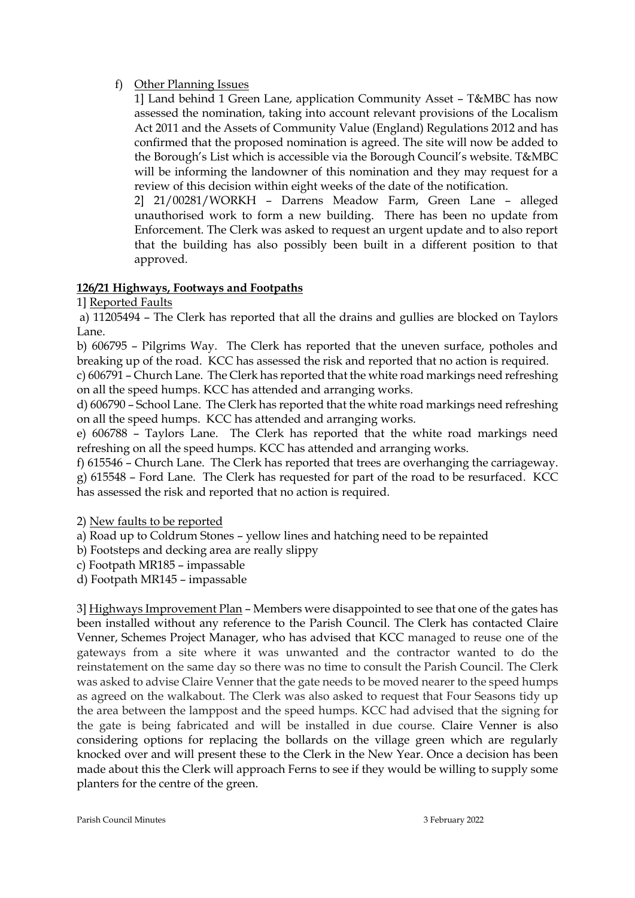f) Other Planning Issues

1] Land behind 1 Green Lane, application Community Asset – T&MBC has now assessed the nomination, taking into account relevant provisions of the Localism Act 2011 and the Assets of Community Value (England) Regulations 2012 and has confirmed that the proposed nomination is agreed. The site will now be added to the Borough's List which is accessible via the Borough Council's website. T&MBC will be informing the landowner of this nomination and they may request for a review of this decision within eight weeks of the date of the notification.

2] 21/00281/WORKH – Darrens Meadow Farm, Green Lane – alleged unauthorised work to form a new building. There has been no update from Enforcement. The Clerk was asked to request an urgent update and to also report that the building has also possibly been built in a different position to that approved.

**126/21 Highways, Footways and Footpaths**

1] Reported Faults

a) 11205494 – The Clerk has reported that all the drains and gullies are blocked on Taylors Lane.

b) 606795 – Pilgrims Way. The Clerk has reported that the uneven surface, potholes and breaking up of the road. KCC has assessed the risk and reported that no action is required.

c) 606791 – Church Lane. The Clerk has reported that the white road markings need refreshing on all the speed humps. KCC has attended and arranging works.

d) 606790 – School Lane. The Clerk has reported that the white road markings need refreshing on all the speed humps. KCC has attended and arranging works.

e) 606788 – Taylors Lane. The Clerk has reported that the white road markings need refreshing on all the speed humps. KCC has attended and arranging works.

f) 615546 – Church Lane. The Clerk has reported that trees are overhanging the carriageway.

g) 615548 – Ford Lane. The Clerk has requested for part of the road to be resurfaced. KCC has assessed the risk and reported that no action is required.

2) New faults to be reported

a) Road up to Coldrum Stones – yellow lines and hatching need to be repainted

b) Footsteps and decking area are really slippy

c) Footpath MR185 – impassable

d) Footpath MR145 – impassable

3] Highways Improvement Plan – Members were disappointed to see that one of the gates has been installed without any reference to the Parish Council. The Clerk has contacted Claire Venner, Schemes Project Manager, who has advised that KCC managed to reuse one of the gateways from a site where it was unwanted and the contractor wanted to do the reinstatement on the same day so there was no time to consult the Parish Council. The Clerk was asked to advise Claire Venner that the gate needs to be moved nearer to the speed humps as agreed on the walkabout. The Clerk was also asked to request that Four Seasons tidy up the area between the lamppost and the speed humps. KCC had advised that the signing for the gate is being fabricated and will be installed in due course. Claire Venner is also considering options for replacing the bollards on the village green which are regularly knocked over and will present these to the Clerk in the New Year. Once a decision has been made about this the Clerk will approach Ferns to see if they would be willing to supply some planters for the centre of the green.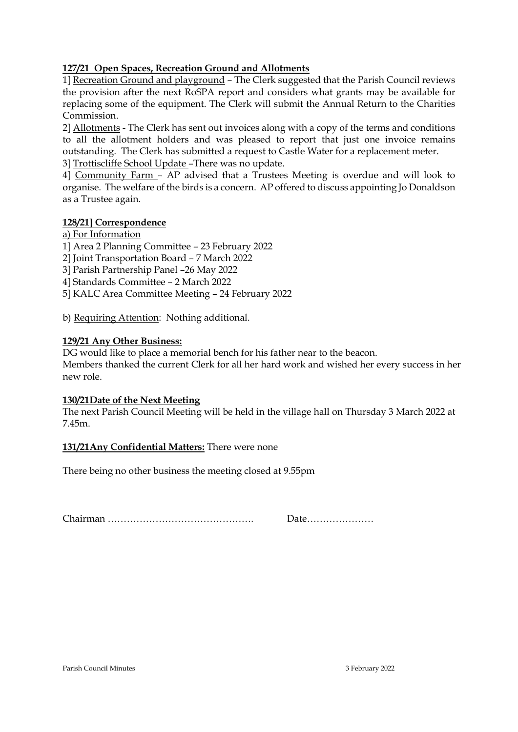**127/21 Open Spaces, Recreation Ground and Allotments**

1] Recreation Ground and playground – The Clerk suggested that the Parish Council reviews the provision after the next RoSPA report and considers what grants may be available for replacing some of the equipment. The Clerk will submit the Annual Return to the Charities Commission.

2] Allotments - The Clerk has sent out invoices along with a copy of the terms and conditions to all the allotment holders and was pleased to report that just one invoice remains outstanding. The Clerk has submitted a request to Castle Water for a replacement meter.

3] Trottiscliffe School Update –There was no update.

4] Community Farm – AP advised that a Trustees Meeting is overdue and will look to organise. The welfare of the birds is a concern. AP offered to discuss appointing Jo Donaldson as a Trustee again.

**128/21] Correspondence**

a) For Information

1] Area 2 Planning Committee – 23 February 2022

2] Joint Transportation Board – 7 March 2022

3] Parish Partnership Panel –26 May 2022

4] Standards Committee – 2 March 2022

5] KALC Area Committee Meeting – 24 February 2022

b) Requiring Attention: Nothing additional.

**129/21 Any Other Business:**

DG would like to place a memorial bench for his father near to the beacon.

Members thanked the current Clerk for all her hard work and wished her every success in her new role.

**130/21Date of the Next Meeting**

The next Parish Council Meeting will be held in the village hall on Thursday 3 March 2022 at 7.45m.

**131/21Any Confidential Matters:** There were none

There being no other business the meeting closed at 9.55pm

Chairman ………………………………………. Date…………………